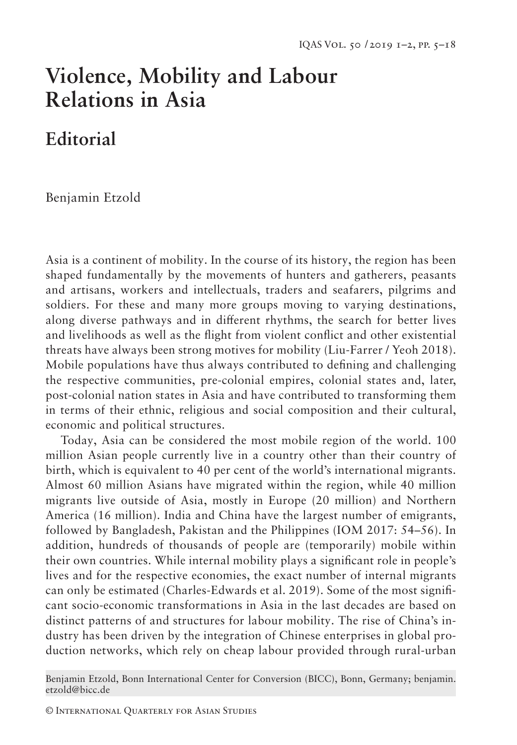# Violence, Mobility and Labour Relations in Asia

## Editorial

Benjamin Etzold

Asia is a continent of mobility. In the course of its history, the region has been shaped fundamentally by the movements of hunters and gatherers, peasants and artisans, workers and intellectuals, traders and seafarers, pilgrims and soldiers. For these and many more groups moving to varying destinations, along diverse pathways and in different rhythms, the search for better lives and livelihoods as well as the flight from violent conflict and other existential threats have always been strong motives for mobility (Liu-Farrer / Yeoh 2018). Mobile populations have thus always contributed to defining and challenging the respective communities, pre-colonial empires, colonial states and, later, post-colonial nation states in Asia and have contributed to transforming them in terms of their ethnic, religious and social composition and their cultural, economic and political structures.

Today, Asia can be considered the most mobile region of the world. 100 million Asian people currently live in a country other than their country of birth, which is equivalent to 40 per cent of the world's international migrants. Almost 60 million Asians have migrated within the region, while 40 million migrants live outside of Asia, mostly in Europe (20 million) and Northern America (16 million). India and China have the largest number of emigrants, followed by Bangladesh, Pakistan and the Philippines (IOM 2017: 54–56). In addition, hundreds of thousands of people are (temporarily) mobile within their own countries. While internal mobility plays a significant role in people's lives and for the respective economies, the exact number of internal migrants can only be estimated (Charles-Edwards et al. 2019). Some of the most significant socio-economic transformations in Asia in the last decades are based on distinct patterns of and structures for labour mobility. The rise of China's industry has been driven by the integration of Chinese enterprises in global production networks, which rely on cheap labour provided through rural-urban

Benjamin Etzold, Bonn International Center for Conversion (BICC), Bonn, Germany; benjamin.etzold@bicc.de

© International Quarterly for Asian Studies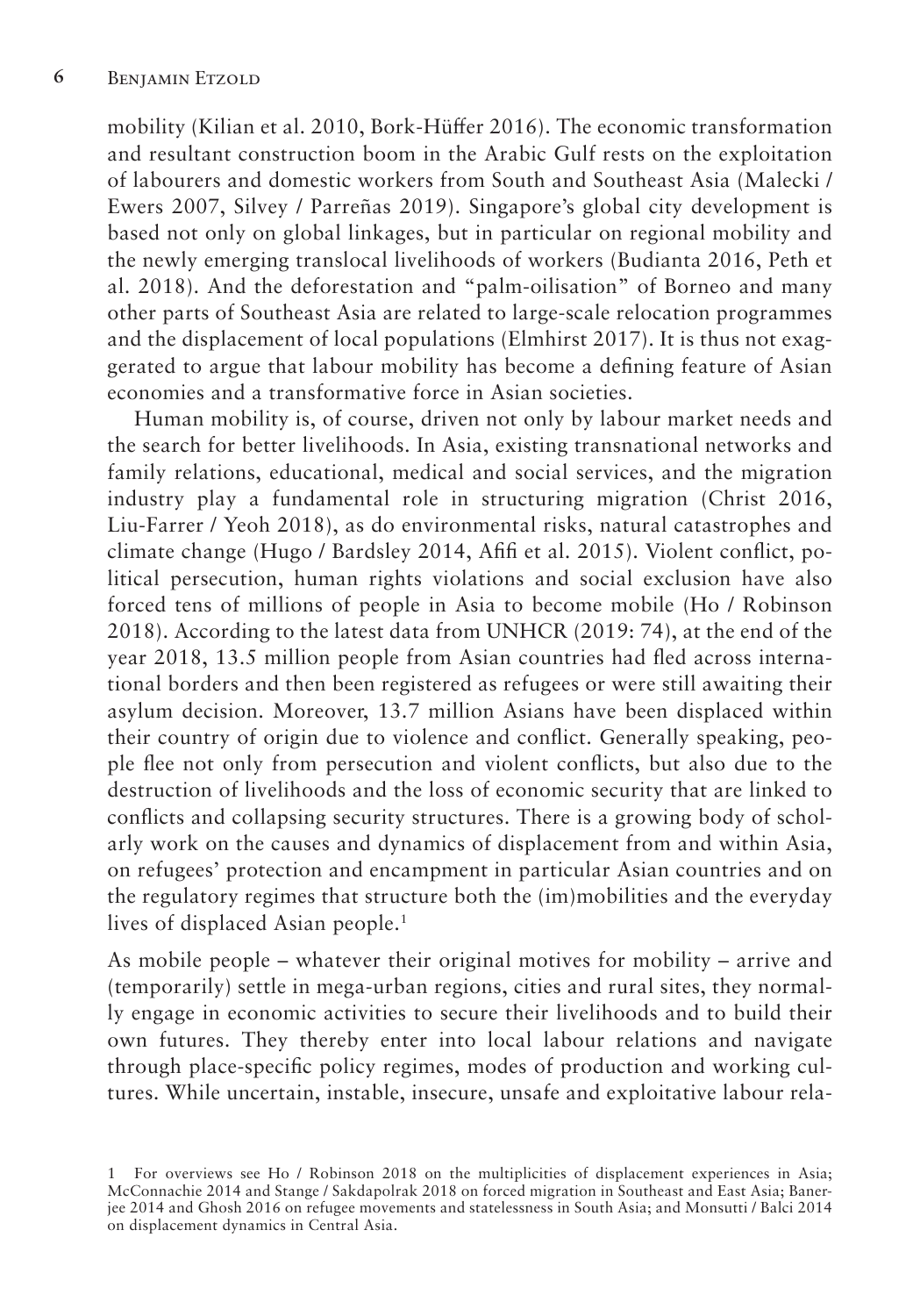mobility (Kilian et al. 2010, Bork-Hüffer 2016). The economic transformation and resultant construction boom in the Arabic Gulf rests on the exploitation of labourers and domestic workers from South and Southeast Asia (Malecki / Ewers 2007, Silvey / Parreñas 2019). Singapore's global city development is based not only on global linkages, but in particular on regional mobility and the newly emerging translocal livelihoods of workers (Budianta 2016, Peth et al. 2018). And the deforestation and "palm-oilisation" of Borneo and many other parts of Southeast Asia are related to large-scale relocation programmes and the displacement of local populations (Elmhirst 2017). It is thus not exaggerated to argue that labour mobility has become a defining feature of Asian economies and a transformative force in Asian societies.

Human mobility is, of course, driven not only by labour market needs and the search for better livelihoods. In Asia, existing transnational networks and family relations, educational, medical and social services, and the migration industry play a fundamental role in structuring migration (Christ 2016, Liu-Farrer / Yeoh 2018), as do environmental risks, natural catastrophes and climate change (Hugo / Bardsley 2014, Afifi et al. 2015). Violent conflict, political persecution, human rights violations and social exclusion have also forced tens of millions of people in Asia to become mobile (Ho / Robinson 2018). According to the latest data from UNHCR (2019: 74), at the end of the year 2018, 13.5 million people from Asian countries had fled across international borders and then been registered as refugees or were still awaiting their asylum decision. Moreover, 13.7 million Asians have been displaced within their country of origin due to violence and conflict. Generally speaking, people flee not only from persecution and violent conflicts, but also due to the destruction of livelihoods and the loss of economic security that are linked to conflicts and collapsing security structures. There is a growing body of scholarly work on the causes and dynamics of displacement from and within Asia, on refugees' protection and encampment in particular Asian countries and on the regulatory regimes that structure both the (im)mobilities and the everyday lives of displaced Asian people.[1]

As mobile people – whatever their original motives for mobility – arrive and (temporarily) settle in mega-urban regions, cities and rural sites, they normally engage in economic activities to secure their livelihoods and to build their own futures. They thereby enter into local labour relations and navigate through place-specific policy regimes, modes of production and working cultures. While uncertain, instable, insecure, unsafe and exploitative labour rela-

1 For overviews see Ho / Robinson 2018 on the multiplicities of displacement experiences in Asia; McConnachie 2014 and Stange / Sakdapolrak 2018 on forced migration in Southeast and East Asia; Banerjee 2014 and Ghosh 2016 on refugee movements and statelessness in South Asia; and Monsutti / Balci 2014 on displacement dynamics in Central Asia.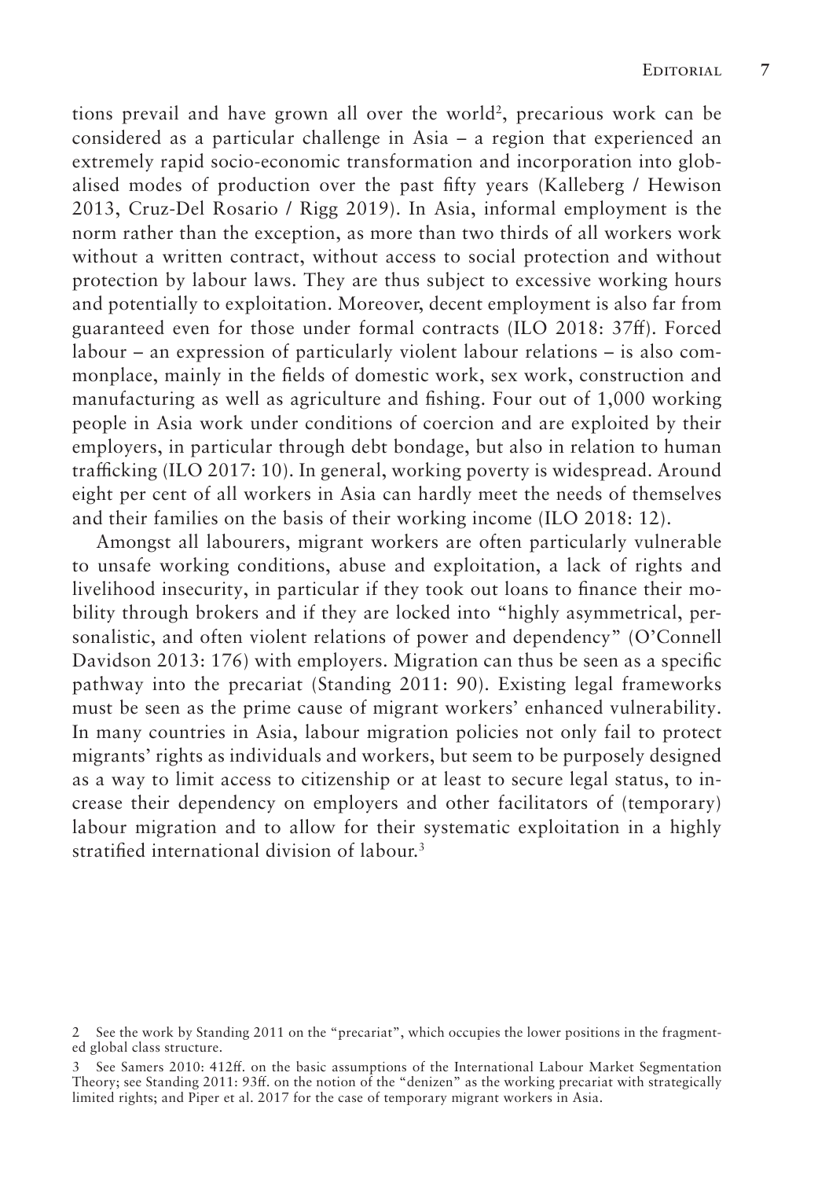tions prevail and have grown all over the world[2], precarious work can be considered as a particular challenge in Asia – a region that experienced an extremely rapid socio-economic transformation and incorporation into globalised modes of production over the past fifty years (Kalleberg / Hewison 2013, Cruz-Del Rosario / Rigg 2019). In Asia, informal employment is the norm rather than the exception, as more than two thirds of all workers work without a written contract, without access to social protection and without protection by labour laws. They are thus subject to excessive working hours and potentially to exploitation. Moreover, decent employment is also far from guaranteed even for those under formal contracts (ILO 2018: 37ff). Forced labour – an expression of particularly violent labour relations – is also commonplace, mainly in the fields of domestic work, sex work, construction and manufacturing as well as agriculture and fishing. Four out of 1,000 working people in Asia work under conditions of coercion and are exploited by their employers, in particular through debt bondage, but also in relation to human trafficking (ILO 2017: 10). In general, working poverty is widespread. Around eight per cent of all workers in Asia can hardly meet the needs of themselves and their families on the basis of their working income (ILO 2018: 12).

Amongst all labourers, migrant workers are often particularly vulnerable to unsafe working conditions, abuse and exploitation, a lack of rights and livelihood insecurity, in particular if they took out loans to finance their mobility through brokers and if they are locked into "highly asymmetrical, personalistic, and often violent relations of power and dependency" (O'Connell Davidson 2013: 176) with employers. Migration can thus be seen as a specific pathway into the precariat (Standing 2011: 90). Existing legal frameworks must be seen as the prime cause of migrant workers' enhanced vulnerability. In many countries in Asia, labour migration policies not only fail to protect migrants' rights as individuals and workers, but seem to be purposely designed as a way to limit access to citizenship or at least to secure legal status, to increase their dependency on employers and other facilitators of (temporary) labour migration and to allow for their systematic exploitation in a highly stratified international division of labour.[3]

---

2 See the work by Standing 2011 on the "precariat", which occupies the lower positions in the fragmented global class structure.

3 See Samers 2010: 412ff. on the basic assumptions of the International Labour Market Segmentation Theory; see Standing 2011: 93ff. on the notion of the "denizen" as the working precariat with strategically limited rights; and Piper et al. 2017 for the case of temporary migrant workers in Asia.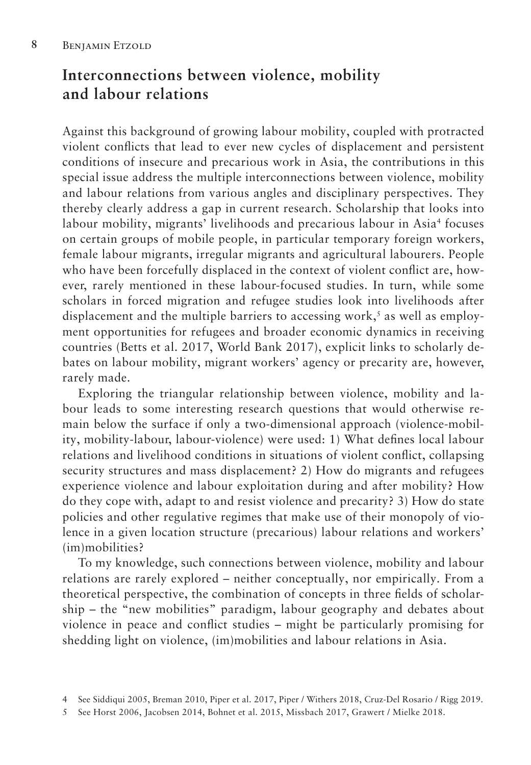## Interconnections between violence, mobility and labour relations

Against this background of growing labour mobility, coupled with protracted violent conflicts that lead to ever new cycles of displacement and persistent conditions of insecure and precarious work in Asia, the contributions in this special issue address the multiple interconnections between violence, mobility and labour relations from various angles and disciplinary perspectives. They thereby clearly address a gap in current research. Scholarship that looks into labour mobility, migrants' livelihoods and precarious labour in Asia[4] focuses on certain groups of mobile people, in particular temporary foreign workers, female labour migrants, irregular migrants and agricultural labourers. People who have been forcefully displaced in the context of violent conflict are, however, rarely mentioned in these labour-focused studies. In turn, while some scholars in forced migration and refugee studies look into livelihoods after displacement and the multiple barriers to accessing work,[5] as well as employment opportunities for refugees and broader economic dynamics in receiving countries (Betts et al. 2017, World Bank 2017), explicit links to scholarly debates on labour mobility, migrant workers' agency or precarity are, however, rarely made.

Exploring the triangular relationship between violence, mobility and labour leads to some interesting research questions that would otherwise remain below the surface if only a two-dimensional approach (violence-mobility, mobility-labour, labour-violence) were used: 1) What defines local labour relations and livelihood conditions in situations of violent conflict, collapsing security structures and mass displacement? 2) How do migrants and refugees experience violence and labour exploitation during and after mobility? How do they cope with, adapt to and resist violence and precarity? 3) How do state policies and other regulative regimes that make use of their monopoly of violence in a given location structure (precarious) labour relations and workers' (im)mobilities?

To my knowledge, such connections between violence, mobility and labour relations are rarely explored – neither conceptually, nor empirically. From a theoretical perspective, the combination of concepts in three fields of scholarship – the "new mobilities" paradigm, labour geography and debates about violence in peace and conflict studies – might be particularly promising for shedding light on violence, (im)mobilities and labour relations in Asia.

4 See Siddiqui 2005, Breman 2010, Piper et al. 2017, Piper / Withers 2018, Cruz-Del Rosario / Rigg 2019.

5 See Horst 2006, Jacobsen 2014, Bohnet et al. 2015, Missbach 2017, Grawert / Mielke 2018.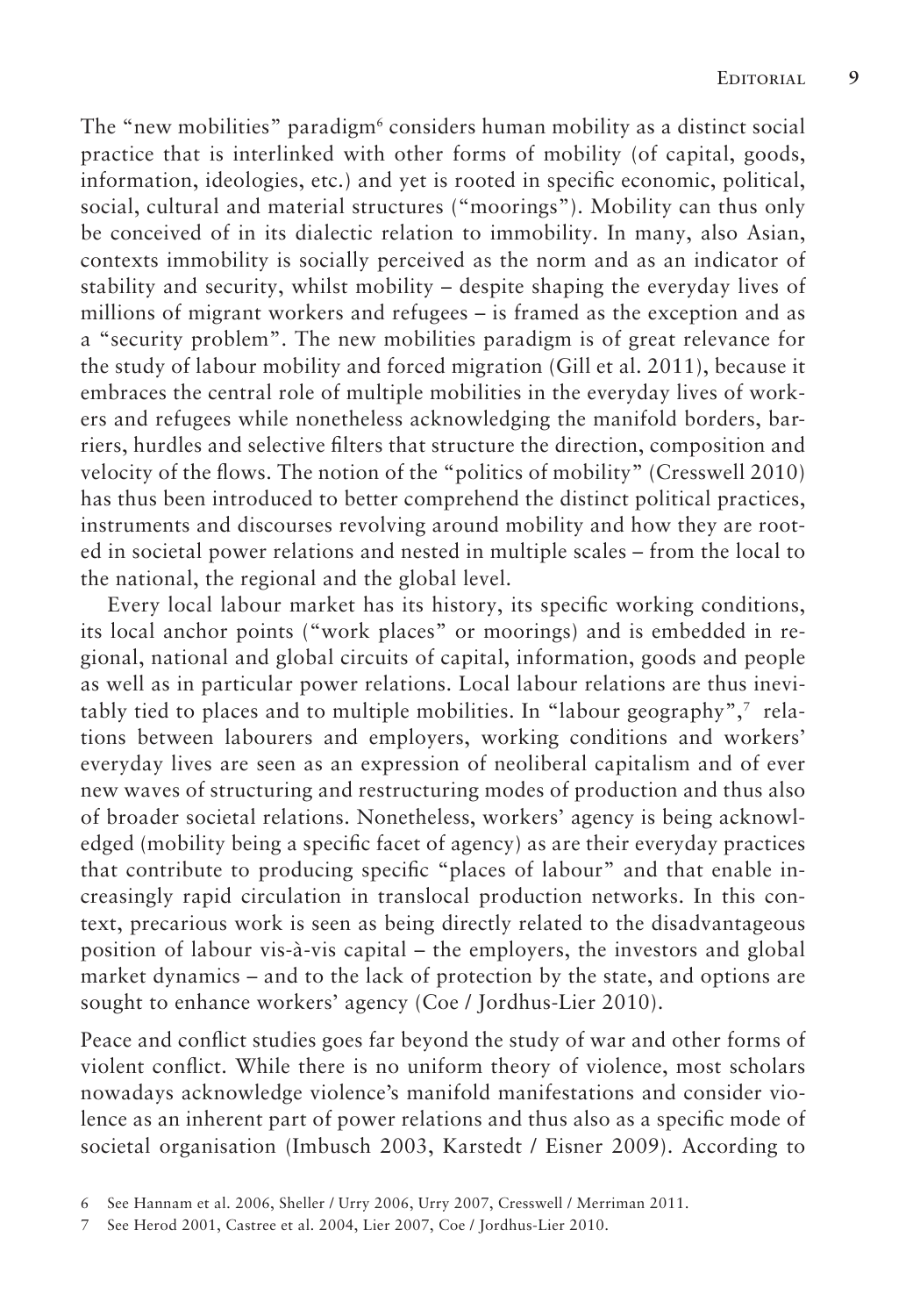The "new mobilities" paradigm[6] considers human mobility as a distinct social practice that is interlinked with other forms of mobility (of capital, goods, information, ideologies, etc.) and yet is rooted in specific economic, political, social, cultural and material structures ("moorings"). Mobility can thus only be conceived of in its dialectic relation to immobility. In many, also Asian, contexts immobility is socially perceived as the norm and as an indicator of stability and security, whilst mobility – despite shaping the everyday lives of millions of migrant workers and refugees – is framed as the exception and as a "security problem". The new mobilities paradigm is of great relevance for the study of labour mobility and forced migration (Gill et al. 2011), because it embraces the central role of multiple mobilities in the everyday lives of workers and refugees while nonetheless acknowledging the manifold borders, barriers, hurdles and selective filters that structure the direction, composition and velocity of the flows. The notion of the "politics of mobility" (Cresswell 2010) has thus been introduced to better comprehend the distinct political practices, instruments and discourses revolving around mobility and how they are rooted in societal power relations and nested in multiple scales – from the local to the national, the regional and the global level.

Every local labour market has its history, its specific working conditions, its local anchor points ("work places" or moorings) and is embedded in regional, national and global circuits of capital, information, goods and people as well as in particular power relations. Local labour relations are thus inevitably tied to places and to multiple mobilities. In "labour geography",[7] relations between labourers and employers, working conditions and workers' everyday lives are seen as an expression of neoliberal capitalism and of ever new waves of structuring and restructuring modes of production and thus also of broader societal relations. Nonetheless, workers' agency is being acknowledged (mobility being a specific facet of agency) as are their everyday practices that contribute to producing specific "places of labour" and that enable increasingly rapid circulation in translocal production networks. In this context, precarious work is seen as being directly related to the disadvantageous position of labour vis-à-vis capital – the employers, the investors and global market dynamics – and to the lack of protection by the state, and options are sought to enhance workers' agency (Coe / Jordhus-Lier 2010).

Peace and conflict studies goes far beyond the study of war and other forms of violent conflict. While there is no uniform theory of violence, most scholars nowadays acknowledge violence's manifold manifestations and consider violence as an inherent part of power relations and thus also as a specific mode of societal organisation (Imbusch 2003, Karstedt / Eisner 2009). According to

6 See Hannam et al. 2006, Sheller / Urry 2006, Urry 2007, Cresswell / Merriman 2011.

7 See Herod 2001, Castree et al. 2004, Lier 2007, Coe / Jordhus-Lier 2010.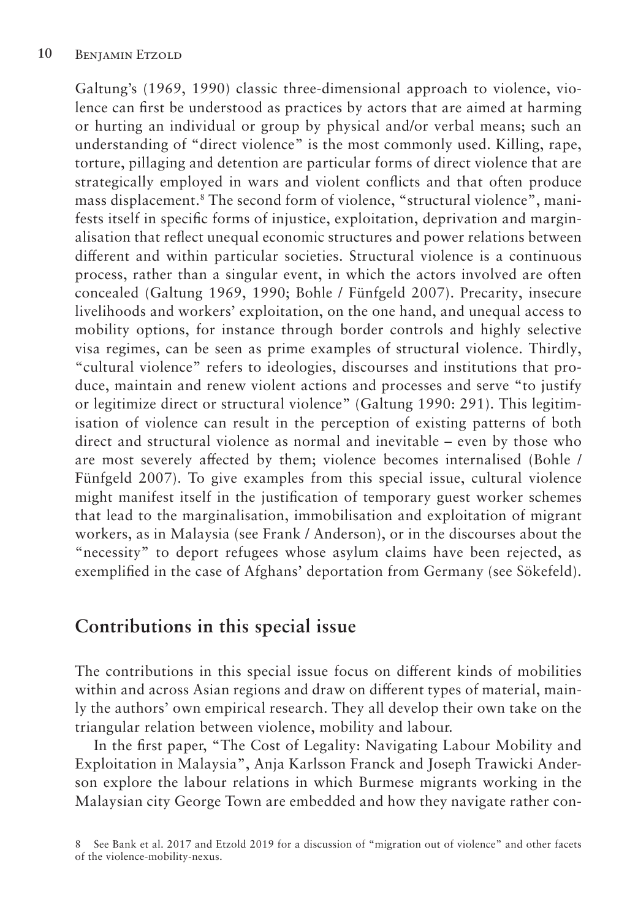Galtung's (1969, 1990) classic three-dimensional approach to violence, violence can first be understood as practices by actors that are aimed at harming or hurting an individual or group by physical and/or verbal means; such an understanding of "direct violence" is the most commonly used. Killing, rape, torture, pillaging and detention are particular forms of direct violence that are strategically employed in wars and violent conflicts and that often produce mass displacement.[8] The second form of violence, "structural violence", manifests itself in specific forms of injustice, exploitation, deprivation and marginalisation that reflect unequal economic structures and power relations between different and within particular societies. Structural violence is a continuous process, rather than a singular event, in which the actors involved are often concealed (Galtung 1969, 1990; Bohle / Fünfgeld 2007). Precarity, insecure livelihoods and workers' exploitation, on the one hand, and unequal access to mobility options, for instance through border controls and highly selective visa regimes, can be seen as prime examples of structural violence. Thirdly, "cultural violence" refers to ideologies, discourses and institutions that produce, maintain and renew violent actions and processes and serve "to justify or legitimize direct or structural violence" (Galtung 1990: 291). This legitimisation of violence can result in the perception of existing patterns of both direct and structural violence as normal and inevitable – even by those who are most severely affected by them; violence becomes internalised (Bohle / Fünfgeld 2007). To give examples from this special issue, cultural violence might manifest itself in the justification of temporary guest worker schemes that lead to the marginalisation, immobilisation and exploitation of migrant workers, as in Malaysia (see Frank / Anderson), or in the discourses about the "necessity" to deport refugees whose asylum claims have been rejected, as exemplified in the case of Afghans' deportation from Germany (see Sökefeld).

## Contributions in this special issue

The contributions in this special issue focus on different kinds of mobilities within and across Asian regions and draw on different types of material, mainly the authors' own empirical research. They all develop their own take on the triangular relation between violence, mobility and labour.

In the first paper, "The Cost of Legality: Navigating Labour Mobility and Exploitation in Malaysia", Anja Karlsson Franck and Joseph Trawicki Anderson explore the labour relations in which Burmese migrants working in the Malaysian city George Town are embedded and how they navigate rather con-

8 See Bank et al. 2017 and Etzold 2019 for a discussion of "migration out of violence" and other facets of the violence-mobility-nexus.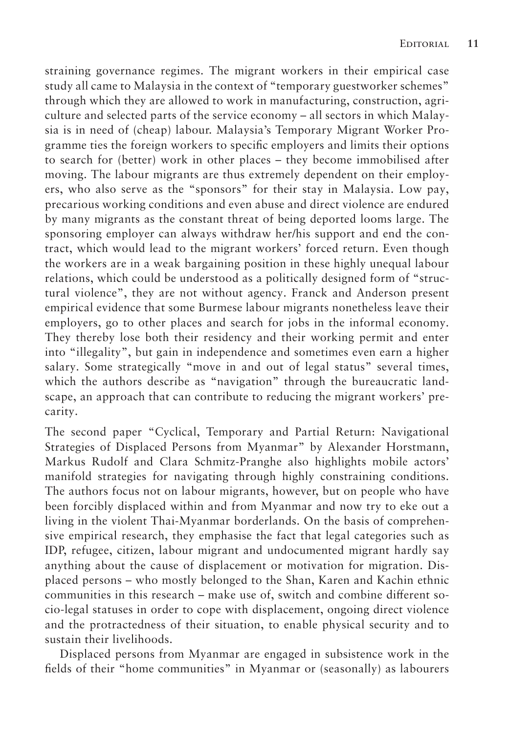straining governance regimes. The migrant workers in their empirical case study all came to Malaysia in the context of "temporary guestworker schemes" through which they are allowed to work in manufacturing, construction, agriculture and selected parts of the service economy – all sectors in which Malaysia is in need of (cheap) labour. Malaysia's Temporary Migrant Worker Programme ties the foreign workers to specific employers and limits their options to search for (better) work in other places – they become immobilised after moving. The labour migrants are thus extremely dependent on their employers, who also serve as the "sponsors" for their stay in Malaysia. Low pay, precarious working conditions and even abuse and direct violence are endured by many migrants as the constant threat of being deported looms large. The sponsoring employer can always withdraw her/his support and end the contract, which would lead to the migrant workers' forced return. Even though the workers are in a weak bargaining position in these highly unequal labour relations, which could be understood as a politically designed form of "structural violence", they are not without agency. Franck and Anderson present empirical evidence that some Burmese labour migrants nonetheless leave their employers, go to other places and search for jobs in the informal economy. They thereby lose both their residency and their working permit and enter into "illegality", but gain in independence and sometimes even earn a higher salary. Some strategically "move in and out of legal status" several times, which the authors describe as "navigation" through the bureaucratic landscape, an approach that can contribute to reducing the migrant workers' precarity.

The second paper "Cyclical, Temporary and Partial Return: Navigational Strategies of Displaced Persons from Myanmar" by Alexander Horstmann, Markus Rudolf and Clara Schmitz-Pranghe also highlights mobile actors' manifold strategies for navigating through highly constraining conditions. The authors focus not on labour migrants, however, but on people who have been forcibly displaced within and from Myanmar and now try to eke out a living in the violent Thai-Myanmar borderlands. On the basis of comprehensive empirical research, they emphasise the fact that legal categories such as IDP, refugee, citizen, labour migrant and undocumented migrant hardly say anything about the cause of displacement or motivation for migration. Displaced persons – who mostly belonged to the Shan, Karen and Kachin ethnic communities in this research – make use of, switch and combine different socio-legal statuses in order to cope with displacement, ongoing direct violence and the protractedness of their situation, to enable physical security and to sustain their livelihoods.

Displaced persons from Myanmar are engaged in subsistence work in the fields of their "home communities" in Myanmar or (seasonally) as labourers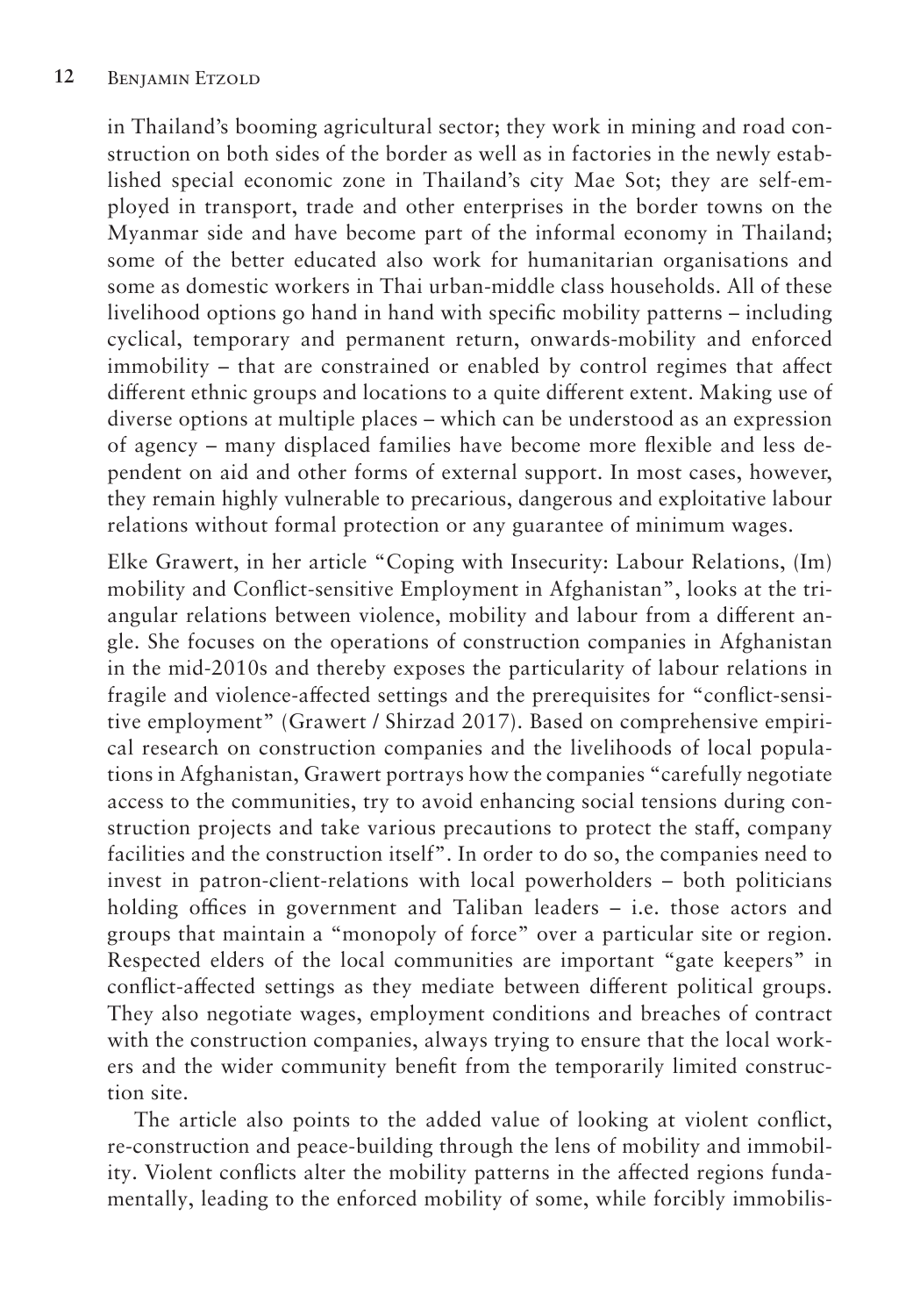in Thailand's booming agricultural sector; they work in mining and road construction on both sides of the border as well as in factories in the newly established special economic zone in Thailand's city Mae Sot; they are self-employed in transport, trade and other enterprises in the border towns on the Myanmar side and have become part of the informal economy in Thailand; some of the better educated also work for humanitarian organisations and some as domestic workers in Thai urban-middle class households. All of these livelihood options go hand in hand with specific mobility patterns – including cyclical, temporary and permanent return, onwards-mobility and enforced immobility – that are constrained or enabled by control regimes that affect different ethnic groups and locations to a quite different extent. Making use of diverse options at multiple places – which can be understood as an expression of agency – many displaced families have become more flexible and less dependent on aid and other forms of external support. In most cases, however, they remain highly vulnerable to precarious, dangerous and exploitative labour relations without formal protection or any guarantee of minimum wages.

Elke Grawert, in her article "Coping with Insecurity: Labour Relations, (Im)mobility and Conflict-sensitive Employment in Afghanistan", looks at the triangular relations between violence, mobility and labour from a different angle. She focuses on the operations of construction companies in Afghanistan in the mid-2010s and thereby exposes the particularity of labour relations in fragile and violence-affected settings and the prerequisites for "conflict-sensitive employment" (Grawert / Shirzad 2017). Based on comprehensive empirical research on construction companies and the livelihoods of local populations in Afghanistan, Grawert portrays how the companies "carefully negotiate access to the communities, try to avoid enhancing social tensions during construction projects and take various precautions to protect the staff, company facilities and the construction itself". In order to do so, the companies need to invest in patron-client-relations with local powerholders – both politicians holding offices in government and Taliban leaders – i.e. those actors and groups that maintain a "monopoly of force" over a particular site or region. Respected elders of the local communities are important "gate keepers" in conflict-affected settings as they mediate between different political groups. They also negotiate wages, employment conditions and breaches of contract with the construction companies, always trying to ensure that the local workers and the wider community benefit from the temporarily limited construction site.

The article also points to the added value of looking at violent conflict, re-construction and peace-building through the lens of mobility and immobility. Violent conflicts alter the mobility patterns in the affected regions fundamentally, leading to the enforced mobility of some, while forcibly immobilis-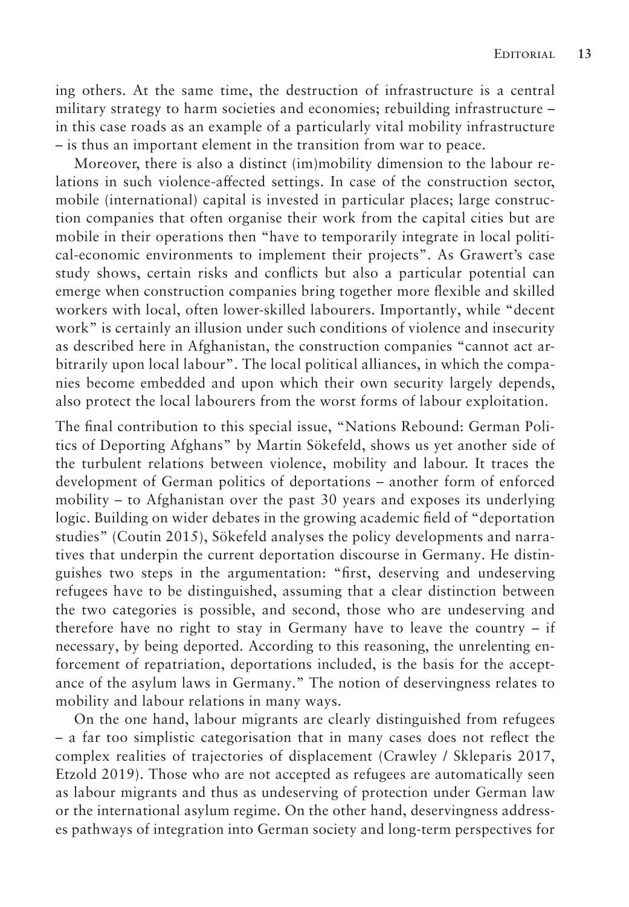ing others. At the same time, the destruction of infrastructure is a central military strategy to harm societies and economies; rebuilding infrastructure – in this case roads as an example of a particularly vital mobility infrastructure – is thus an important element in the transition from war to peace.

Moreover, there is also a distinct (im)mobility dimension to the labour relations in such violence-affected settings. In case of the construction sector, mobile (international) capital is invested in particular places; large construction companies that often organise their work from the capital cities but are mobile in their operations then "have to temporarily integrate in local political-economic environments to implement their projects". As Grawert's case study shows, certain risks and conflicts but also a particular potential can emerge when construction companies bring together more flexible and skilled workers with local, often lower-skilled labourers. Importantly, while "decent work" is certainly an illusion under such conditions of violence and insecurity as described here in Afghanistan, the construction companies "cannot act arbitrarily upon local labour". The local political alliances, in which the companies become embedded and upon which their own security largely depends, also protect the local labourers from the worst forms of labour exploitation.

The final contribution to this special issue, "Nations Rebound: German Politics of Deporting Afghans" by Martin Sökefeld, shows us yet another side of the turbulent relations between violence, mobility and labour. It traces the development of German politics of deportations – another form of enforced mobility – to Afghanistan over the past 30 years and exposes its underlying logic. Building on wider debates in the growing academic field of "deportation studies" (Coutin 2015), Sökefeld analyses the policy developments and narratives that underpin the current deportation discourse in Germany. He distinguishes two steps in the argumentation: "first, deserving and undeserving refugees have to be distinguished, assuming that a clear distinction between the two categories is possible, and second, those who are undeserving and therefore have no right to stay in Germany have to leave the country – if necessary, by being deported. According to this reasoning, the unrelenting enforcement of repatriation, deportations included, is the basis for the acceptance of the asylum laws in Germany." The notion of deservingness relates to mobility and labour relations in many ways.

On the one hand, labour migrants are clearly distinguished from refugees – a far too simplistic categorisation that in many cases does not reflect the complex realities of trajectories of displacement (Crawley / Skleparis 2017, Etzold 2019). Those who are not accepted as refugees are automatically seen as labour migrants and thus as undeserving of protection under German law or the international asylum regime. On the other hand, deservingness addresses pathways of integration into German society and long-term perspectives for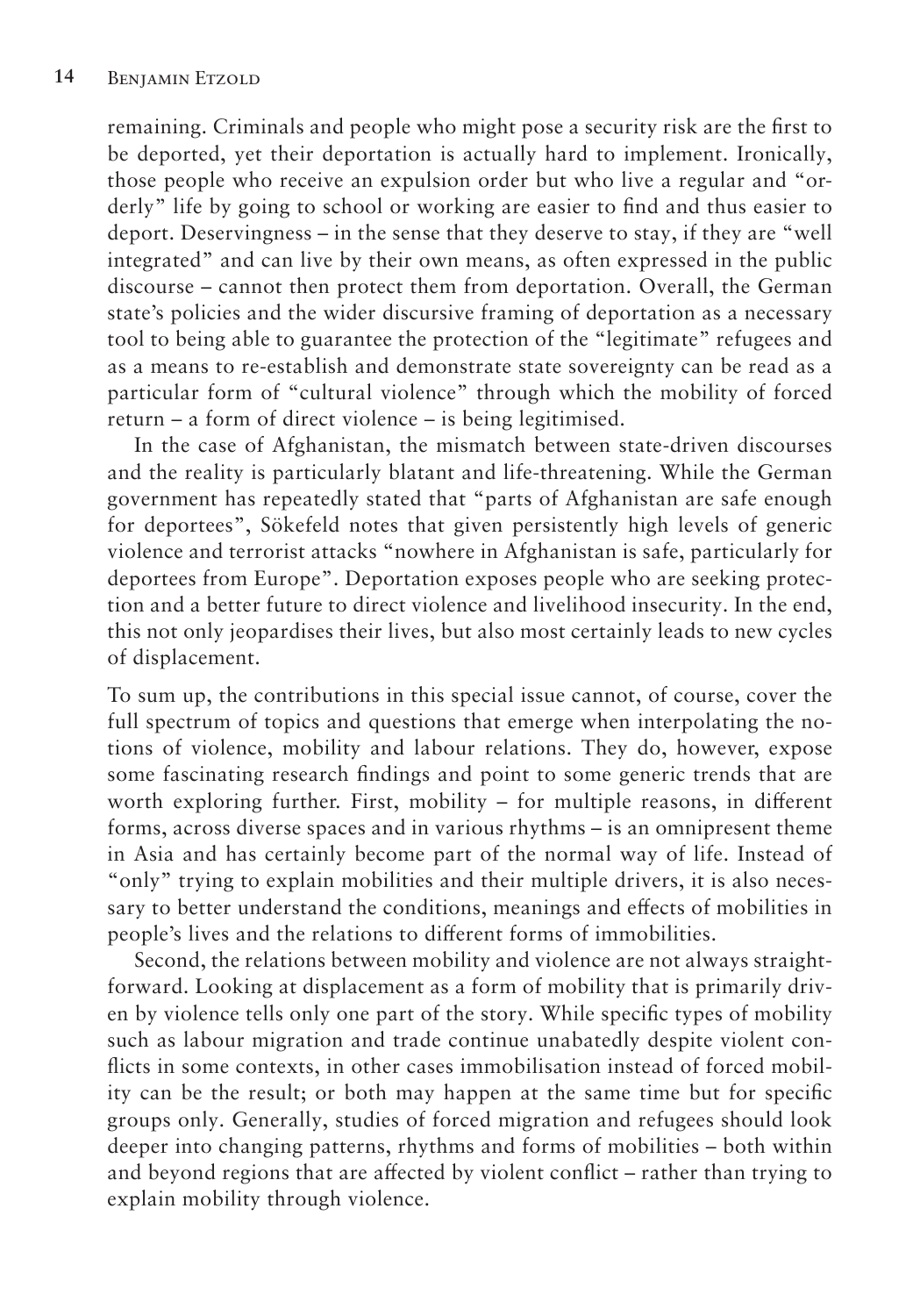remaining. Criminals and people who might pose a security risk are the first to be deported, yet their deportation is actually hard to implement. Ironically, those people who receive an expulsion order but who live a regular and "orderly" life by going to school or working are easier to find and thus easier to deport. Deservingness – in the sense that they deserve to stay, if they are "well integrated" and can live by their own means, as often expressed in the public discourse – cannot then protect them from deportation. Overall, the German state's policies and the wider discursive framing of deportation as a necessary tool to being able to guarantee the protection of the "legitimate" refugees and as a means to re-establish and demonstrate state sovereignty can be read as a particular form of "cultural violence" through which the mobility of forced return – a form of direct violence – is being legitimised.

In the case of Afghanistan, the mismatch between state-driven discourses and the reality is particularly blatant and life-threatening. While the German government has repeatedly stated that "parts of Afghanistan are safe enough for deportees", Sökefeld notes that given persistently high levels of generic violence and terrorist attacks "nowhere in Afghanistan is safe, particularly for deportees from Europe". Deportation exposes people who are seeking protection and a better future to direct violence and livelihood insecurity. In the end, this not only jeopardises their lives, but also most certainly leads to new cycles of displacement.

To sum up, the contributions in this special issue cannot, of course, cover the full spectrum of topics and questions that emerge when interpolating the notions of violence, mobility and labour relations. They do, however, expose some fascinating research findings and point to some generic trends that are worth exploring further. First, mobility – for multiple reasons, in different forms, across diverse spaces and in various rhythms – is an omnipresent theme in Asia and has certainly become part of the normal way of life. Instead of "only" trying to explain mobilities and their multiple drivers, it is also necessary to better understand the conditions, meanings and effects of mobilities in people's lives and the relations to different forms of immobilities.

Second, the relations between mobility and violence are not always straightforward. Looking at displacement as a form of mobility that is primarily driven by violence tells only one part of the story. While specific types of mobility such as labour migration and trade continue unabatedly despite violent conflicts in some contexts, in other cases immobilisation instead of forced mobility can be the result; or both may happen at the same time but for specific groups only. Generally, studies of forced migration and refugees should look deeper into changing patterns, rhythms and forms of mobilities – both within and beyond regions that are affected by violent conflict – rather than trying to explain mobility through violence.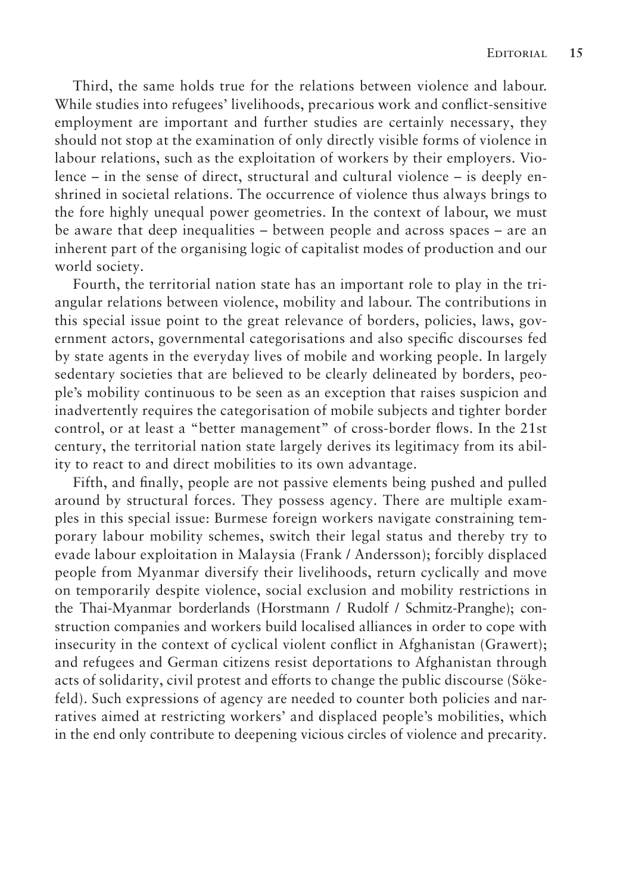Third, the same holds true for the relations between violence and labour. While studies into refugees' livelihoods, precarious work and conflict-sensitive employment are important and further studies are certainly necessary, they should not stop at the examination of only directly visible forms of violence in labour relations, such as the exploitation of workers by their employers. Violence – in the sense of direct, structural and cultural violence – is deeply enshrined in societal relations. The occurrence of violence thus always brings to the fore highly unequal power geometries. In the context of labour, we must be aware that deep inequalities – between people and across spaces – are an inherent part of the organising logic of capitalist modes of production and our world society.

Fourth, the territorial nation state has an important role to play in the triangular relations between violence, mobility and labour. The contributions in this special issue point to the great relevance of borders, policies, laws, government actors, governmental categorisations and also specific discourses fed by state agents in the everyday lives of mobile and working people. In largely sedentary societies that are believed to be clearly delineated by borders, people's mobility continuous to be seen as an exception that raises suspicion and inadvertently requires the categorisation of mobile subjects and tighter border control, or at least a "better management" of cross-border flows. In the 21st century, the territorial nation state largely derives its legitimacy from its ability to react to and direct mobilities to its own advantage.

Fifth, and finally, people are not passive elements being pushed and pulled around by structural forces. They possess agency. There are multiple examples in this special issue: Burmese foreign workers navigate constraining temporary labour mobility schemes, switch their legal status and thereby try to evade labour exploitation in Malaysia (Frank / Andersson); forcibly displaced people from Myanmar diversify their livelihoods, return cyclically and move on temporarily despite violence, social exclusion and mobility restrictions in the Thai-Myanmar borderlands (Horstmann / Rudolf / Schmitz-Pranghe); construction companies and workers build localised alliances in order to cope with insecurity in the context of cyclical violent conflict in Afghanistan (Grawert); and refugees and German citizens resist deportations to Afghanistan through acts of solidarity, civil protest and efforts to change the public discourse (Sökefeld). Such expressions of agency are needed to counter both policies and narratives aimed at restricting workers' and displaced people's mobilities, which in the end only contribute to deepening vicious circles of violence and precarity.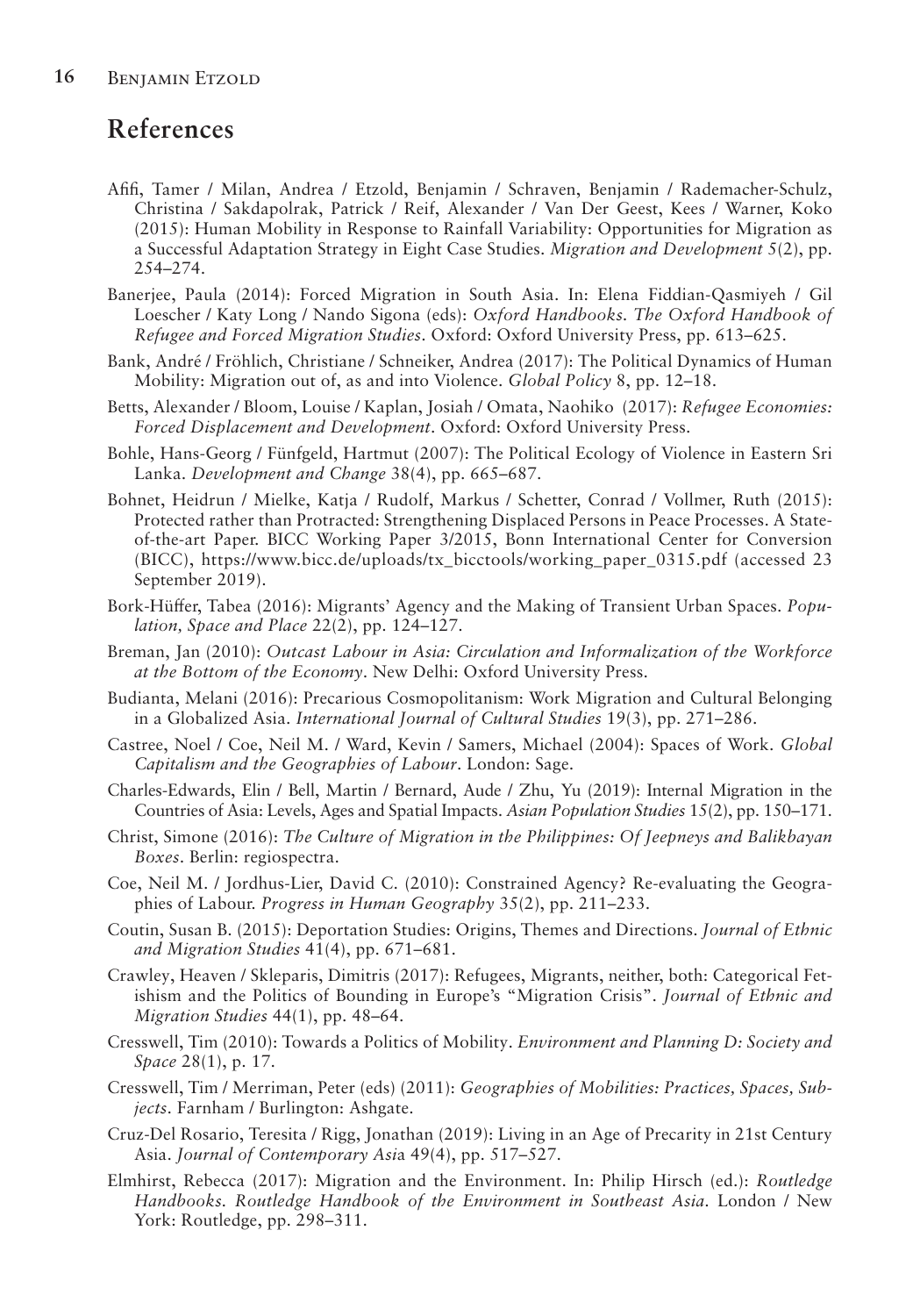## References

Afifi, Tamer / Milan, Andrea / Etzold, Benjamin / Schraven, Benjamin / Rademacher-Schulz, Christina / Sakdapolrak, Patrick / Reif, Alexander / Van Der Geest, Kees / Warner, Koko (2015): Human Mobility in Response to Rainfall Variability: Opportunities for Migration as a Successful Adaptation Strategy in Eight Case Studies. *Migration and Development* 5(2), pp. 254–274.

Banerjee, Paula (2014): Forced Migration in South Asia. In: Elena Fiddian-Qasmiyeh / Gil Loescher / Katy Long / Nando Sigona (eds): *Oxford Handbooks. The Oxford Handbook of Refugee and Forced Migration Studies*. Oxford: Oxford University Press, pp. 613–625.

Bank, André / Fröhlich, Christiane / Schneiker, Andrea (2017): The Political Dynamics of Human Mobility: Migration out of, as and into Violence. *Global Policy* 8, pp. 12–18.

Betts, Alexander / Bloom, Louise / Kaplan, Josiah / Omata, Naohiko (2017): *Refugee Economies: Forced Displacement and Development*. Oxford: Oxford University Press.

Bohle, Hans-Georg / Fünfgeld, Hartmut (2007): The Political Ecology of Violence in Eastern Sri Lanka. *Development and Change* 38(4), pp. 665–687.

Bohnet, Heidrun / Mielke, Katja / Rudolf, Markus / Schetter, Conrad / Vollmer, Ruth (2015): Protected rather than Protracted: Strengthening Displaced Persons in Peace Processes. A State-of-the-art Paper. BICC Working Paper 3/2015, Bonn International Center for Conversion (BICC), https://www.bicc.de/uploads/tx_bicctools/working_paper_0315.pdf (accessed 23 September 2019).

Bork-Hüffer, Tabea (2016): Migrants' Agency and the Making of Transient Urban Spaces. *Population, Space and Place* 22(2), pp. 124–127.

Breman, Jan (2010): *Outcast Labour in Asia: Circulation and Informalization of the Workforce at the Bottom of the Economy*. New Delhi: Oxford University Press.

Budianta, Melani (2016): Precarious Cosmopolitanism: Work Migration and Cultural Belonging in a Globalized Asia. *International Journal of Cultural Studies* 19(3), pp. 271–286.

Castree, Noel / Coe, Neil M. / Ward, Kevin / Samers, Michael (2004): Spaces of Work. *Global Capitalism and the Geographies of Labour*. London: Sage.

Charles-Edwards, Elin / Bell, Martin / Bernard, Aude / Zhu, Yu (2019): Internal Migration in the Countries of Asia: Levels, Ages and Spatial Impacts. *Asian Population Studies* 15(2), pp. 150–171.

Christ, Simone (2016): *The Culture of Migration in the Philippines: Of Jeepneys and Balikbayan Boxes*. Berlin: regiospectra.

Coe, Neil M. / Jordhus-Lier, David C. (2010): Constrained Agency? Re-evaluating the Geographies of Labour. *Progress in Human Geography* 35(2), pp. 211–233.

Coutin, Susan B. (2015): Deportation Studies: Origins, Themes and Directions. *Journal of Ethnic and Migration Studies* 41(4), pp. 671–681.

Crawley, Heaven / Skleparis, Dimitris (2017): Refugees, Migrants, neither, both: Categorical Fetishism and the Politics of Bounding in Europe's "Migration Crisis". *Journal of Ethnic and Migration Studies* 44(1), pp. 48–64.

Cresswell, Tim (2010): Towards a Politics of Mobility. *Environment and Planning D: Society and Space* 28(1), p. 17.

Cresswell, Tim / Merriman, Peter (eds) (2011): *Geographies of Mobilities: Practices, Spaces, Subjects*. Farnham / Burlington: Ashgate.

Cruz-Del Rosario, Teresita / Rigg, Jonathan (2019): Living in an Age of Precarity in 21st Century Asia. *Journal of Contemporary Asia* 49(4), pp. 517–527.

Elmhirst, Rebecca (2017): Migration and the Environment. In: Philip Hirsch (ed.): *Routledge Handbooks. Routledge Handbook of the Environment in Southeast Asia*. London / New York: Routledge, pp. 298–311.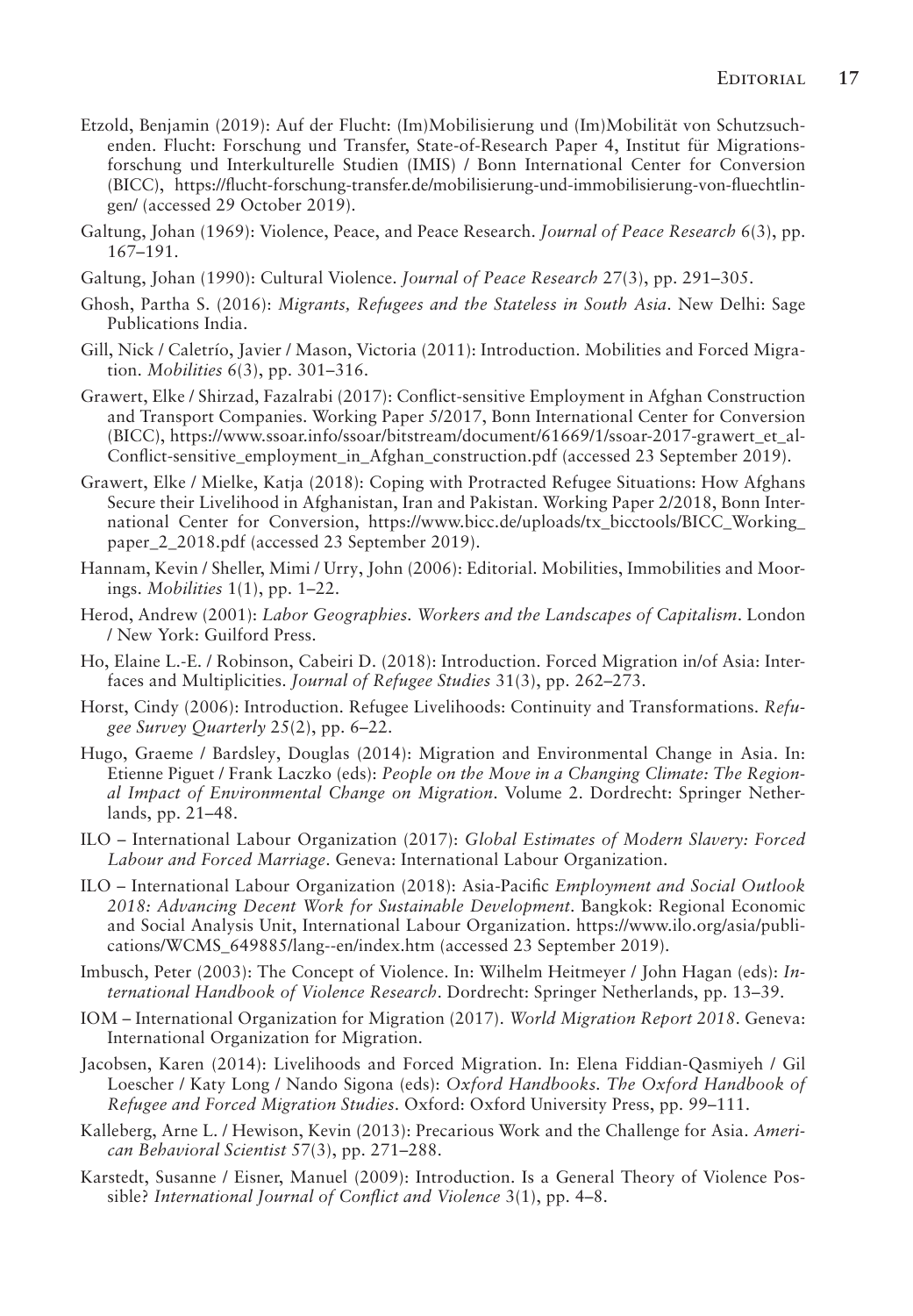Etzold, Benjamin (2019): Auf der Flucht: (Im)Mobilisierung und (Im)Mobilität von Schutzsuchenden. Flucht: Forschung und Transfer, State-of-Research Paper 4, Institut für Migrationsforschung und Interkulturelle Studien (IMIS) / Bonn International Center for Conversion (BICC), https://flucht-forschung-transfer.de/mobilisierung-und-immobilisierung-von-fluechtlingen/ (accessed 29 October 2019).

Galtung, Johan (1969): Violence, Peace, and Peace Research. *Journal of Peace Research* 6(3), pp. 167–191.

Galtung, Johan (1990): Cultural Violence. *Journal of Peace Research* 27(3), pp. 291–305.

Ghosh, Partha S. (2016): *Migrants, Refugees and the Stateless in South Asia*. New Delhi: Sage Publications India.

Gill, Nick / Caletrío, Javier / Mason, Victoria (2011): Introduction. Mobilities and Forced Migration. *Mobilities* 6(3), pp. 301–316.

Grawert, Elke / Shirzad, Fazalrabi (2017): Conflict-sensitive Employment in Afghan Construction and Transport Companies. Working Paper 5/2017, Bonn International Center for Conversion (BICC), https://www.ssoar.info/ssoar/bitstream/document/61669/1/ssoar-2017-grawert_et_al-Conflict-sensitive_employment_in_Afghan_construction.pdf (accessed 23 September 2019).

Grawert, Elke / Mielke, Katja (2018): Coping with Protracted Refugee Situations: How Afghans Secure their Livelihood in Afghanistan, Iran and Pakistan. Working Paper 2/2018, Bonn International Center for Conversion, https://www.bicc.de/uploads/tx_bicctools/BICC_Working_paper_2_2018.pdf (accessed 23 September 2019).

Hannam, Kevin / Sheller, Mimi / Urry, John (2006): Editorial. Mobilities, Immobilities and Moorings. *Mobilities* 1(1), pp. 1–22.

Herod, Andrew (2001): *Labor Geographies. Workers and the Landscapes of Capitalism*. London / New York: Guilford Press.

Ho, Elaine L.-E. / Robinson, Cabeiri D. (2018): Introduction. Forced Migration in/of Asia: Interfaces and Multiplicities. *Journal of Refugee Studies* 31(3), pp. 262–273.

Horst, Cindy (2006): Introduction. Refugee Livelihoods: Continuity and Transformations. *Refugee Survey Quarterly* 25(2), pp. 6–22.

Hugo, Graeme / Bardsley, Douglas (2014): Migration and Environmental Change in Asia. In: Etienne Piguet / Frank Laczko (eds): *People on the Move in a Changing Climate: The Regional Impact of Environmental Change on Migration*. Volume 2. Dordrecht: Springer Netherlands, pp. 21–48.

ILO – International Labour Organization (2017): *Global Estimates of Modern Slavery: Forced Labour and Forced Marriage*. Geneva: International Labour Organization.

ILO – International Labour Organization (2018): Asia-Pacific *Employment and Social Outlook 2018: Advancing Decent Work for Sustainable Development*. Bangkok: Regional Economic and Social Analysis Unit, International Labour Organization. https://www.ilo.org/asia/publications/WCMS_649885/lang--en/index.htm (accessed 23 September 2019).

Imbusch, Peter (2003): The Concept of Violence. In: Wilhelm Heitmeyer / John Hagan (eds): *International Handbook of Violence Research*. Dordrecht: Springer Netherlands, pp. 13–39.

IOM – International Organization for Migration (2017). *World Migration Report 2018*. Geneva: International Organization for Migration.

Jacobsen, Karen (2014): Livelihoods and Forced Migration. In: Elena Fiddian-Qasmiyeh / Gil Loescher / Katy Long / Nando Sigona (eds): *Oxford Handbooks. The Oxford Handbook of Refugee and Forced Migration Studies*. Oxford: Oxford University Press, pp. 99–111.

Kalleberg, Arne L. / Hewison, Kevin (2013): Precarious Work and the Challenge for Asia. *American Behavioral Scientist* 57(3), pp. 271–288.

Karstedt, Susanne / Eisner, Manuel (2009): Introduction. Is a General Theory of Violence Possible? *International Journal of Conflict and Violence* 3(1), pp. 4–8.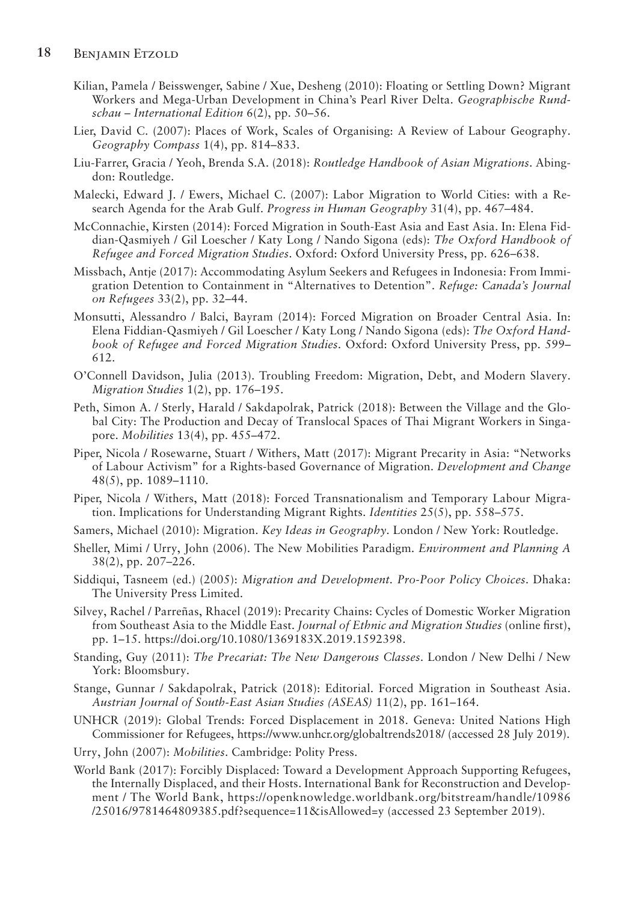Kilian, Pamela / Beisswenger, Sabine / Xue, Desheng (2010): Floating or Settling Down? Migrant Workers and Mega-Urban Development in China's Pearl River Delta. *Geographische Rundschau – International Edition* 6(2), pp. 50–56.

Lier, David C. (2007): Places of Work, Scales of Organising: A Review of Labour Geography. *Geography Compass* 1(4), pp. 814–833.

Liu-Farrer, Gracia / Yeoh, Brenda S.A. (2018): *Routledge Handbook of Asian Migrations*. Abingdon: Routledge.

Malecki, Edward J. / Ewers, Michael C. (2007): Labor Migration to World Cities: with a Research Agenda for the Arab Gulf. *Progress in Human Geography* 31(4), pp. 467–484.

McConnachie, Kirsten (2014): Forced Migration in South-East Asia and East Asia. In: Elena Fiddian-Qasmiyeh / Gil Loescher / Katy Long / Nando Sigona (eds): *The Oxford Handbook of Refugee and Forced Migration Studies*. Oxford: Oxford University Press, pp. 626–638.

Missbach, Antje (2017): Accommodating Asylum Seekers and Refugees in Indonesia: From Immigration Detention to Containment in "Alternatives to Detention". *Refuge: Canada's Journal on Refugees* 33(2), pp. 32–44.

Monsutti, Alessandro / Balci, Bayram (2014): Forced Migration on Broader Central Asia. In: Elena Fiddian-Qasmiyeh / Gil Loescher / Katy Long / Nando Sigona (eds): *The Oxford Handbook of Refugee and Forced Migration Studies*. Oxford: Oxford University Press, pp. 599–612.

O'Connell Davidson, Julia (2013). Troubling Freedom: Migration, Debt, and Modern Slavery. *Migration Studies* 1(2), pp. 176–195.

Peth, Simon A. / Sterly, Harald / Sakdapolrak, Patrick (2018): Between the Village and the Global City: The Production and Decay of Translocal Spaces of Thai Migrant Workers in Singapore. *Mobilities* 13(4), pp. 455–472.

Piper, Nicola / Rosewarne, Stuart / Withers, Matt (2017): Migrant Precarity in Asia: "Networks of Labour Activism" for a Rights-based Governance of Migration. *Development and Change* 48(5), pp. 1089–1110.

Piper, Nicola / Withers, Matt (2018): Forced Transnationalism and Temporary Labour Migration. Implications for Understanding Migrant Rights. *Identities* 25(5), pp. 558–575.

Samers, Michael (2010): Migration. *Key Ideas in Geography*. London / New York: Routledge.

Sheller, Mimi / Urry, John (2006). The New Mobilities Paradigm. *Environment and Planning A* 38(2), pp. 207–226.

Siddiqui, Tasneem (ed.) (2005): *Migration and Development. Pro-Poor Policy Choices*. Dhaka: The University Press Limited.

Silvey, Rachel / Parreñas, Rhacel (2019): Precarity Chains: Cycles of Domestic Worker Migration from Southeast Asia to the Middle East. *Journal of Ethnic and Migration Studies* (online first), pp. 1–15. https://doi.org/10.1080/1369183X.2019.1592398.

Standing, Guy (2011): *The Precariat: The New Dangerous Classes*. London / New Delhi / New York: Bloomsbury.

Stange, Gunnar / Sakdapolrak, Patrick (2018): Editorial. Forced Migration in Southeast Asia. *Austrian Journal of South-East Asian Studies (ASEAS)* 11(2), pp. 161–164.

UNHCR (2019): Global Trends: Forced Displacement in 2018. Geneva: United Nations High Commissioner for Refugees, https://www.unhcr.org/globaltrends2018/ (accessed 28 July 2019).

Urry, John (2007): *Mobilities*. Cambridge: Polity Press.

World Bank (2017): Forcibly Displaced: Toward a Development Approach Supporting Refugees, the Internally Displaced, and their Hosts. International Bank for Reconstruction and Development / The World Bank, https://openknowledge.worldbank.org/bitstream/handle/10986/25016/9781464809385.pdf?sequence=11&isAllowed=y (accessed 23 September 2019).